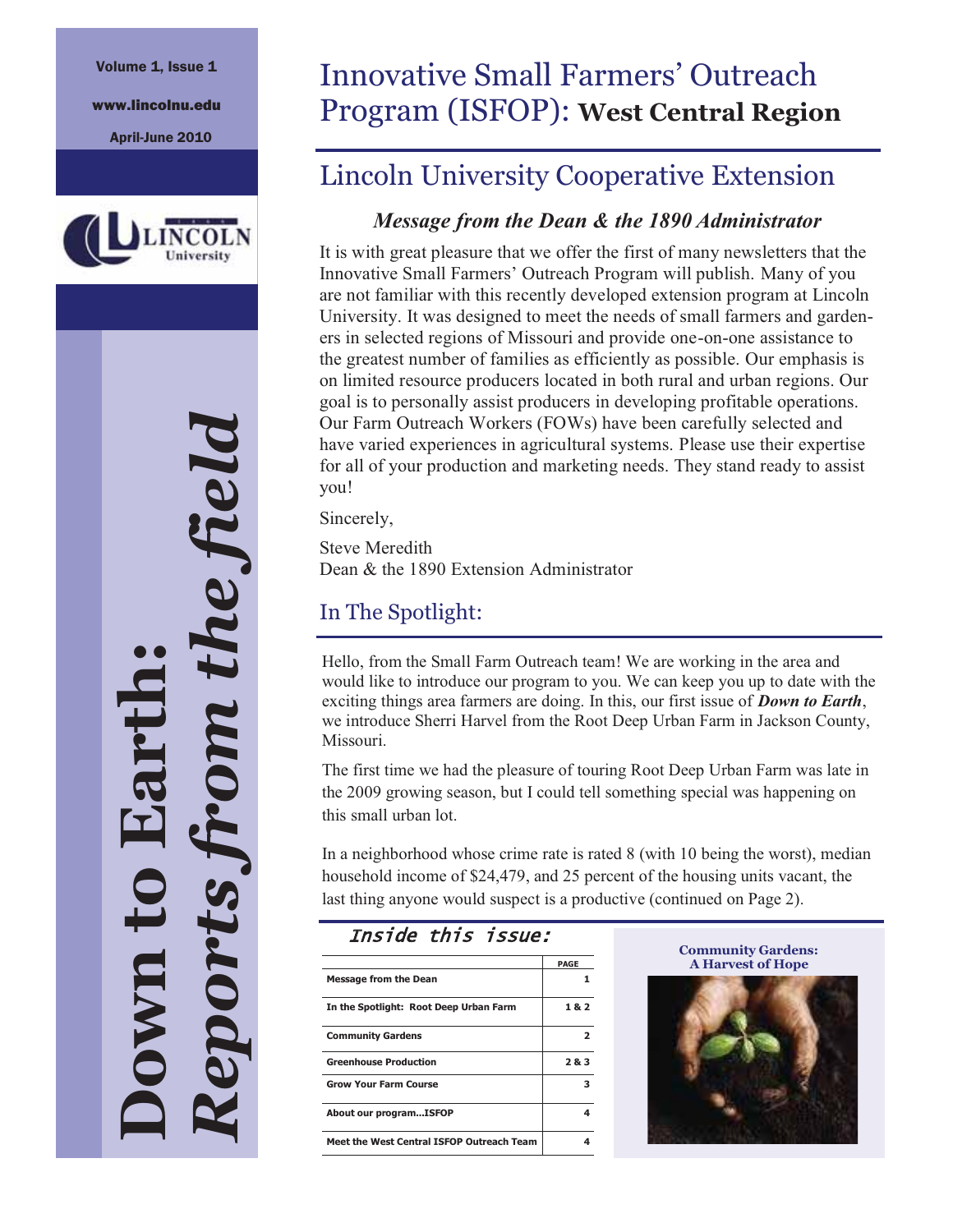Volume 1, Issue 1

www.lincolnu.edu

April-June 2010

# Down to Earth: *Reports from the field*

# Innovative Small Farmers' Outreach Program (ISFOP): **West Central Region**

## Lincoln University Cooperative Extension

### *Message from the Dean & the 1890 Administrator*

It is with great pleasure that we offer the first of many newsletters that the Innovative Small Farmers' Outreach Program will publish. Many of you are not familiar with this recently developed extension program at Lincoln University. It was designed to meet the needs of small farmers and gardeners in selected regions of Missouri and provide one-on-one assistance to the greatest number of families as efficiently as possible. Our emphasis is on limited resource producers located in both rural and urban regions. Our goal is to personally assist producers in developing profitable operations. Our Farm Outreach Workers (FOWs) have been carefully selected and have varied experiences in agricultural systems. Please use their expertise for all of your production and marketing needs. They stand ready to assist you!

Sincerely,

Steve Meredith
Dean & the 1890 Extension Administrator

## In The Spotlight:

Hello, from the Small Farm Outreach team! We are working in the area and would like to introduce our program to you. We can keep you up to date with the exciting things area farmers are doing. In this, our first issue of ***Down to Earth***, we introduce Sherri Harvel from the Root Deep Urban Farm in Jackson County, Missouri.

The first time we had the pleasure of touring Root Deep Urban Farm was late in the 2009 growing season, but I could tell something special was happening on this small urban lot.

In a neighborhood whose crime rate is rated 8 (with 10 being the worst), median household income of $24,479, and 25 percent of the housing units vacant, the last thing anyone would suspect is a productive (continued on Page 2).

### *Inside this issue:*

| | PAGE |
|---|---|
| Message from the Dean | 1 |
| In the Spotlight: Root Deep Urban Farm | 1 & 2 |
| Community Gardens | 2 |
| Greenhouse Production | 2 & 3 |
| Grow Your Farm Course | 3 |
| About our program...ISFOP | 4 |
| Meet the West Central ISFOP Outreach Team | 4 |

**Community Gardens: A Harvest of Hope**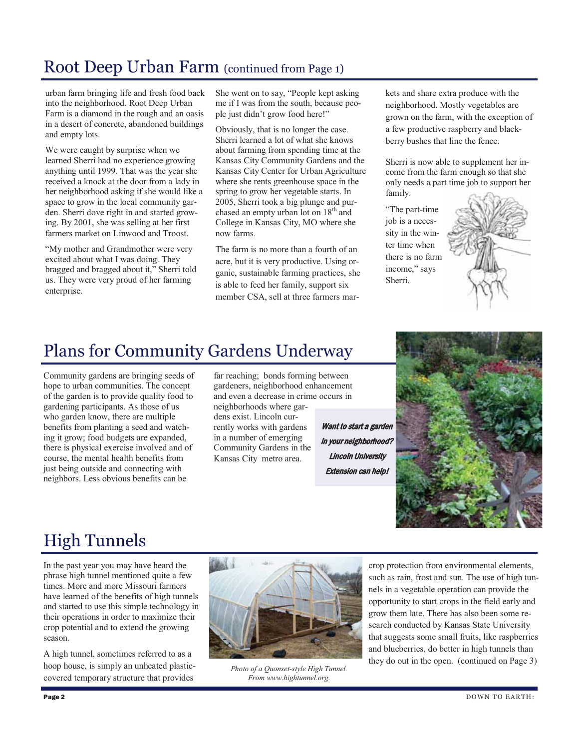## Root Deep Urban Farm (continued from Page 1)

urban farm bringing life and fresh food back into the neighborhood. Root Deep Urban Farm is a diamond in the rough and an oasis in a desert of concrete, abandoned buildings and empty lots.

We were caught by surprise when we learned Sherri had no experience growing anything until 1999. That was the year she received a knock at the door from a lady in her neighborhood asking if she would like a space to grow in the local community garden. Sherri dove right in and started growing. By 2001, she was selling at her first farmers market on Linwood and Troost.

"My mother and Grandmother were very excited about what I was doing. They bragged and bragged about it," Sherri told us. They were very proud of her farming enterprise.

She went on to say, "People kept asking me if I was from the south, because people just didn't grow food here!"

Obviously, that is no longer the case. Sherri learned a lot of what she knows about farming from spending time at the Kansas City Community Gardens and the Kansas City Center for Urban Agriculture where she rents greenhouse space in the spring to grow her vegetable starts. In 2005, Sherri took a big plunge and purchased an empty urban lot on 18th and College in Kansas City, MO where she now farms.

The farm is no more than a fourth of an acre, but it is very productive. Using organic, sustainable farming practices, she is able to feed her family, support six member CSA, sell at three farmers markets and share extra produce with the neighborhood. Mostly vegetables are grown on the farm, with the exception of a few productive raspberry and blackberry bushes that line the fence.

Sherri is now able to supplement her income from the farm enough so that she only needs a part time job to support her family.

"The part-time job is a necessity in the winter time when there is no farm income," says Sherri.

## Plans for Community Gardens Underway

Community gardens are bringing seeds of hope to urban communities. The concept of the garden is to provide quality food to gardening participants. As those of us who garden know, there are multiple benefits from planting a seed and watching it grow; food budgets are expanded, there is physical exercise involved and of course, the mental health benefits from just being outside and connecting with neighbors. Less obvious benefits can be far reaching; bonds forming between gardeners, neighborhood enhancement and even a decrease in crime occurs in neighborhoods where gardens exist. Lincoln currently works with gardens in a number of emerging Community Gardens in the Kansas City metro area.

***Want to start a garden in your neighborhood? Lincoln University Extension can help!***

## High Tunnels

In the past year you may have heard the phrase high tunnel mentioned quite a few times. More and more Missouri farmers have learned of the benefits of high tunnels and started to use this simple technology in their operations in order to maximize their crop potential and to extend the growing season.

A high tunnel, sometimes referred to as a hoop house, is simply an unheated plastic-covered temporary structure that provides crop protection from environmental elements, such as rain, frost and sun. The use of high tunnels in a vegetable operation can provide the opportunity to start crops in the field early and grow them late. There has also been some research conducted by Kansas State University that suggests some small fruits, like raspberries and blueberries, do better in high tunnels than they do out in the open. (continued on Page 3)

*Photo of a Quonset-style High Tunnel. From www.hightunnel.org.*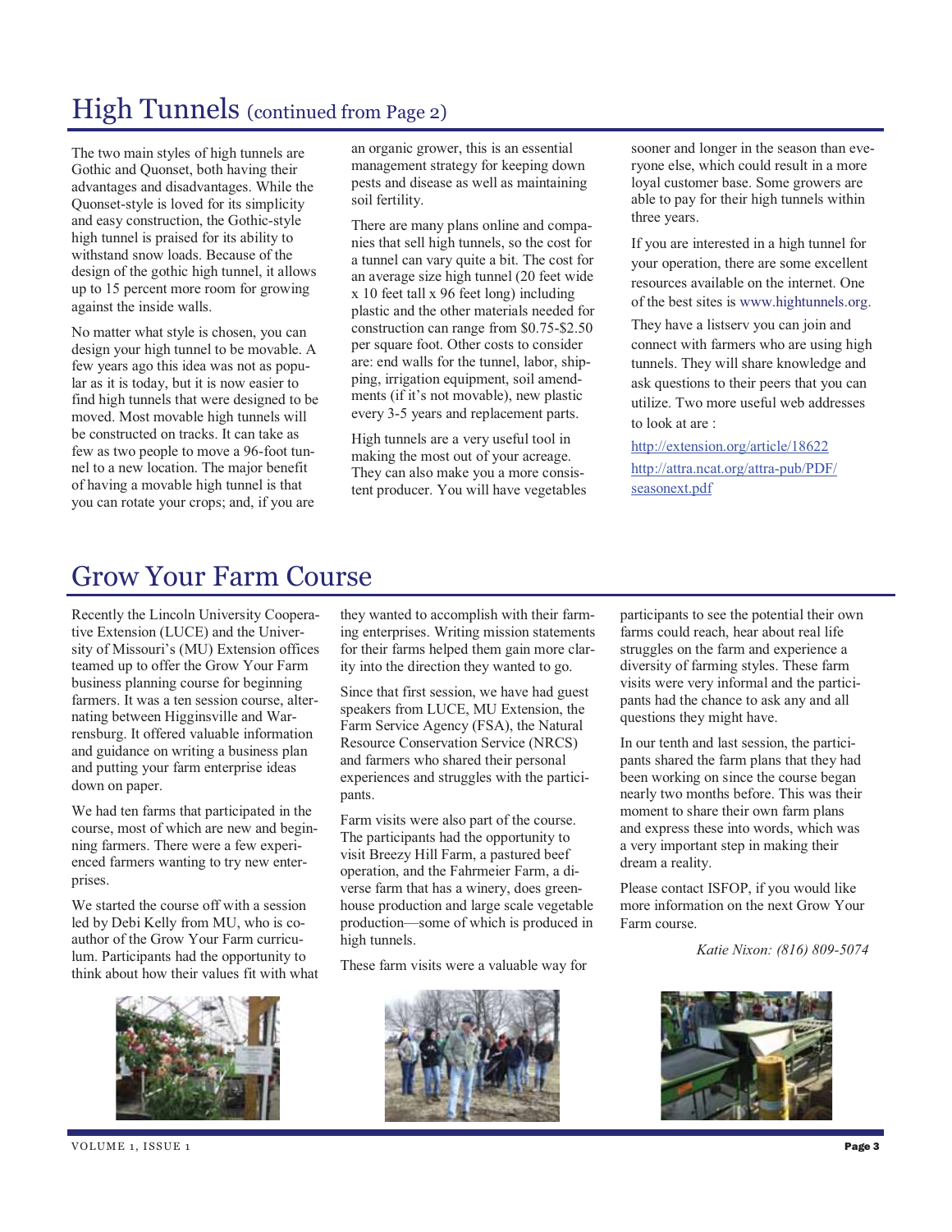## High Tunnels (continued from Page 2)

The two main styles of high tunnels are Gothic and Quonset, both having their advantages and disadvantages. While the Quonset-style is loved for its simplicity and easy construction, the Gothic-style high tunnel is praised for its ability to withstand snow loads. Because of the design of the gothic high tunnel, it allows up to 15 percent more room for growing against the inside walls.

No matter what style is chosen, you can design your high tunnel to be movable. A few years ago this idea was not as popular as it is today, but it is now easier to find high tunnels that were designed to be moved. Most movable high tunnels will be constructed on tracks. It can take as few as two people to move a 96-foot tunnel to a new location. The major benefit of having a movable high tunnel is that you can rotate your crops; and, if you are an organic grower, this is an essential management strategy for keeping down pests and disease as well as maintaining soil fertility.

There are many plans online and companies that sell high tunnels, so the cost for a tunnel can vary quite a bit. The cost for an average size high tunnel (20 feet wide x 10 feet tall x 96 feet long) including plastic and the other materials needed for construction can range from $0.75-$2.50 per square foot. Other costs to consider are: end walls for the tunnel, labor, shipping, irrigation equipment, soil amendments (if it's not movable), new plastic every 3-5 years and replacement parts.

High tunnels are a very useful tool in making the most out of your acreage. They can also make you a more consistent producer. You will have vegetables sooner and longer in the season than everyone else, which could result in a more loyal customer base. Some growers are able to pay for their high tunnels within three years.

If you are interested in a high tunnel for your operation, there are some excellent resources available on the internet. One of the best sites is www.hightunnels.org.

They have a listserv you can join and connect with farmers who are using high tunnels. They will share knowledge and ask questions to their peers that you can utilize. Two more useful web addresses to look at are :

http://extension.org/article/18622

http://attra.ncat.org/attra-pub/PDF/seasonext.pdf

## Grow Your Farm Course

Recently the Lincoln University Cooperative Extension (LUCE) and the University of Missouri's (MU) Extension offices teamed up to offer the Grow Your Farm business planning course for beginning farmers. It was a ten session course, alternating between Higginsville and Warrensburg. It offered valuable information and guidance on writing a business plan and putting your farm enterprise ideas down on paper.

We had ten farms that participated in the course, most of which are new and beginning farmers. There were a few experienced farmers wanting to try new enterprises.

We started the course off with a session led by Debi Kelly from MU, who is co-author of the Grow Your Farm curriculum. Participants had the opportunity to think about how their values fit with what they wanted to accomplish with their farming enterprises. Writing mission statements for their farms helped them gain more clarity into the direction they wanted to go.

Since that first session, we have had guest speakers from LUCE, MU Extension, the Farm Service Agency (FSA), the Natural Resource Conservation Service (NRCS) and farmers who shared their personal experiences and struggles with the participants.

Farm visits were also part of the course. The participants had the opportunity to visit Breezy Hill Farm, a pastured beef operation, and the Fahrmeier Farm, a diverse farm that has a winery, does greenhouse production and large scale vegetable production—some of which is produced in high tunnels.

These farm visits were a valuable way for participants to see the potential their own farms could reach, hear about real life struggles on the farm and experience a diversity of farming styles. These farm visits were very informal and the participants had the chance to ask any and all questions they might have.

In our tenth and last session, the participants shared the farm plans that they had been working on since the course began nearly two months before. This was their moment to share their own farm plans and express these into words, which was a very important step in making their dream a reality.

Please contact ISFOP, if you would like more information on the next Grow Your Farm course.

*Katie Nixon: (816) 809-5074*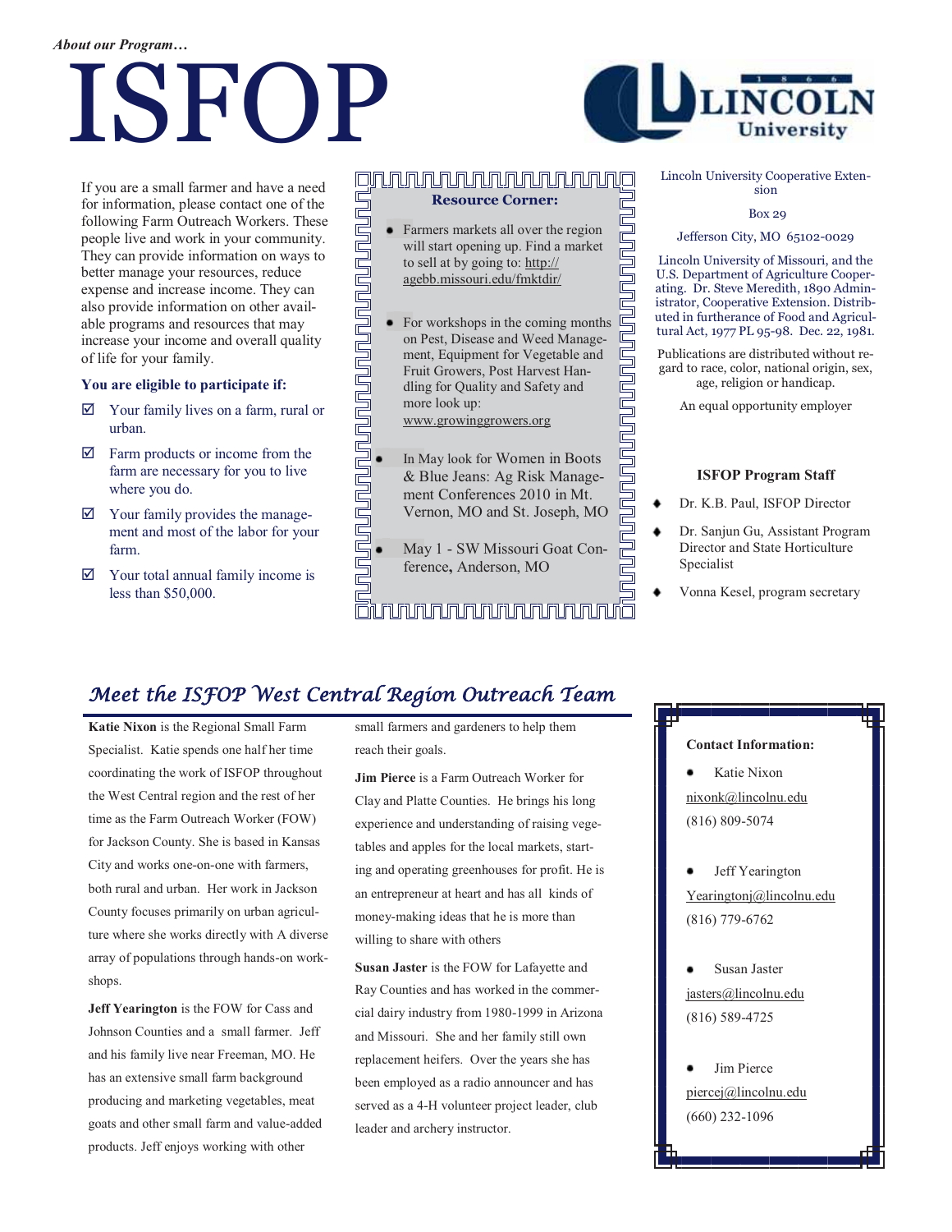*About our Program…*

# ISFOP

LINCOLN University 1866

If you are a small farmer and have a need for information, please contact one of the following Farm Outreach Workers. These people live and work in your community. They can provide information on ways to better manage your resources, reduce expense and increase income. They can also provide information on other available programs and resources that may increase your income and overall quality of life for your family.

**You are eligible to participate if:**

- ☑ Your family lives on a farm, rural or urban.
- ☑ Farm products or income from the farm are necessary for you to live where you do.
- ☑ Your family provides the management and most of the labor for your farm.
- ☑ Your total annual family income is less than $50,000.

**Resource Corner:**

- Farmers markets all over the region will start opening up. Find a market to sell at by going to: http://agebb.missouri.edu/fmktdir/
- For workshops in the coming months on Pest, Disease and Weed Management, Equipment for Vegetable and Fruit Growers, Post Harvest Handling for Quality and Safety and more look up: www.growinggrowers.org
- In May look for Women in Boots & Blue Jeans: Ag Risk Management Conferences 2010 in Mt. Vernon, MO and St. Joseph, MO
- May 1 - SW Missouri Goat Conference, Anderson, MO

Lincoln University Cooperative Extension

Box 29

Jefferson City, MO 65102-0029

Lincoln University of Missouri, and the U.S. Department of Agriculture Cooperating. Dr. Steve Meredith, 1890 Administrator, Cooperative Extension. Distributed in furtherance of Food and Agricultural Act, 1977 PL 95-98. Dec. 22, 1981.

Publications are distributed without regard to race, color, national origin, sex, age, religion or handicap.

An equal opportunity employer

**ISFOP Program Staff**

- Dr. K.B. Paul, ISFOP Director
- Dr. Sanjun Gu, Assistant Program Director and State Horticulture Specialist
- Vonna Kesel, program secretary

## *Meet the ISFOP West Central Region Outreach Team*

**Katie Nixon** is the Regional Small Farm Specialist. Katie spends one half her time coordinating the work of ISFOP throughout the West Central region and the rest of her time as the Farm Outreach Worker (FOW) for Jackson County. She is based in Kansas City and works one-on-one with farmers, both rural and urban. Her work in Jackson County focuses primarily on urban agriculture where she works directly with A diverse array of populations through hands-on workshops.

**Jeff Yearington** is the FOW for Cass and Johnson Counties and a small farmer. Jeff and his family live near Freeman, MO. He has an extensive small farm background producing and marketing vegetables, meat goats and other small farm and value-added products. Jeff enjoys working with other small farmers and gardeners to help them reach their goals.

**Jim Pierce** is a Farm Outreach Worker for Clay and Platte Counties. He brings his long experience and understanding of raising vegetables and apples for the local markets, starting and operating greenhouses for profit. He is an entrepreneur at heart and has all kinds of money-making ideas that he is more than willing to share with others

**Susan Jaster** is the FOW for Lafayette and Ray Counties and has worked in the commercial dairy industry from 1980-1999 in Arizona and Missouri. She and her family still own replacement heifers. Over the years she has been employed as a radio announcer and has served as a 4-H volunteer project leader, club leader and archery instructor.

**Contact Information:**

- Katie Nixon
  nixonk@lincolnu.edu
  (816) 809-5074
- Jeff Yearington
  Yearingtonj@lincolnu.edu
  (816) 779-6762
- Susan Jaster
  jasters@lincolnu.edu
  (816) 589-4725
- Jim Pierce
  piercej@lincolnu.edu
  (660) 232-1096